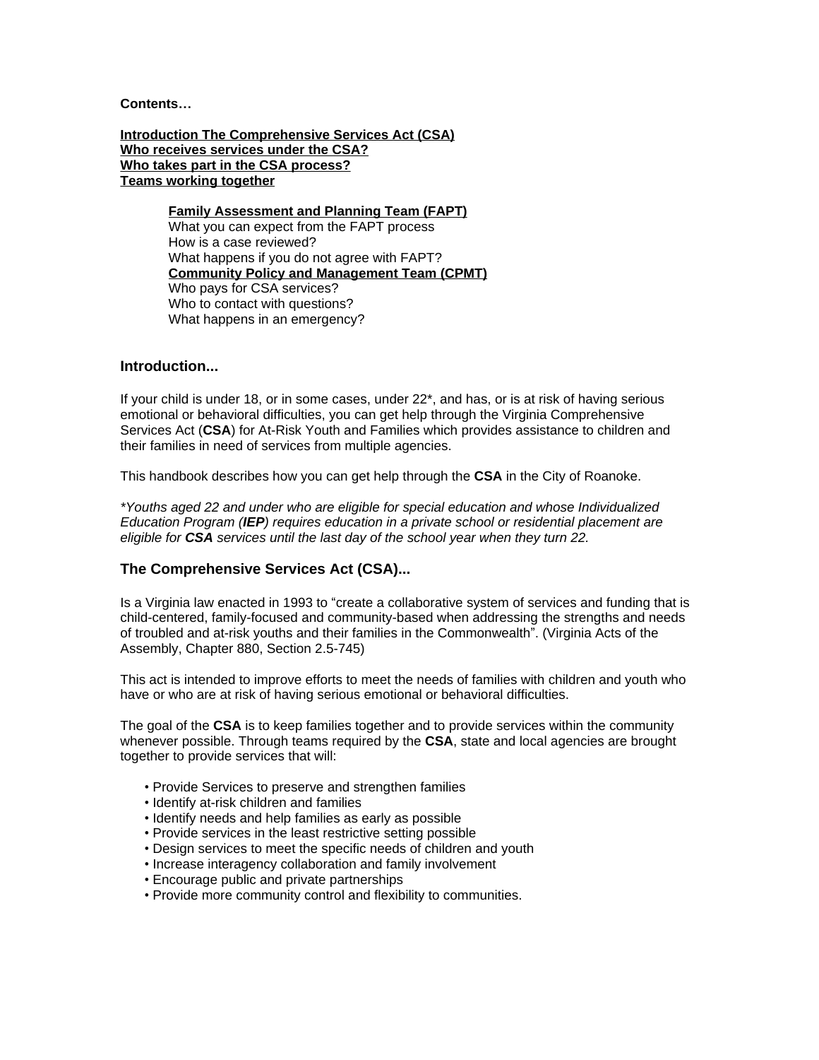**Contents…**

**Introduction The Comprehensive Services Act (CSA)**
**Who receives services under the CSA?**
**Who takes part in the CSA process?**
**Teams working together**

- **Family Assessment and Planning Team (FAPT)**
  - What you can expect from the FAPT process
  - How is a case reviewed?
  - What happens if you do not agree with FAPT?
- **Community Policy and Management Team (CPMT)**
  - Who pays for CSA services?
  - Who to contact with questions?
  - What happens in an emergency?

## Introduction...

If your child is under 18, or in some cases, under 22*, and has, or is at risk of having serious emotional or behavioral difficulties, you can get help through the Virginia Comprehensive Services Act (**CSA**) for At-Risk Youth and Families which provides assistance to children and their families in need of services from multiple agencies.

This handbook describes how you can get help through the **CSA** in the City of Roanoke.

*\*Youths aged 22 and under who are eligible for special education and whose Individualized Education Program (**IEP**) requires education in a private school or residential placement are eligible for **CSA** services until the last day of the school year when they turn 22.*

## The Comprehensive Services Act (CSA)...

Is a Virginia law enacted in 1993 to "create a collaborative system of services and funding that is child-centered, family-focused and community-based when addressing the strengths and needs of troubled and at-risk youths and their families in the Commonwealth". (Virginia Acts of the Assembly, Chapter 880, Section 2.5-745)

This act is intended to improve efforts to meet the needs of families with children and youth who have or who are at risk of having serious emotional or behavioral difficulties.

The goal of the **CSA** is to keep families together and to provide services within the community whenever possible. Through teams required by the **CSA**, state and local agencies are brought together to provide services that will:

- Provide Services to preserve and strengthen families
- Identify at-risk children and families
- Identify needs and help families as early as possible
- Provide services in the least restrictive setting possible
- Design services to meet the specific needs of children and youth
- Increase interagency collaboration and family involvement
- Encourage public and private partnerships
- Provide more community control and flexibility to communities.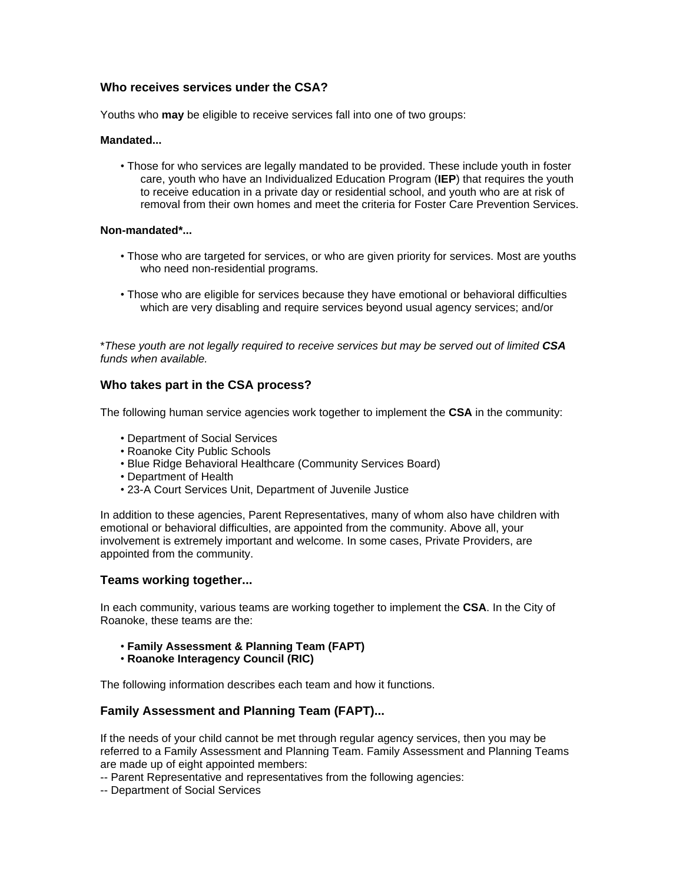### Who receives services under the CSA?

Youths who **may** be eligible to receive services fall into one of two groups:

**Mandated...**

- Those for who services are legally mandated to be provided. These include youth in foster care, youth who have an Individualized Education Program (**IEP**) that requires the youth to receive education in a private day or residential school, and youth who are at risk of removal from their own homes and meet the criteria for Foster Care Prevention Services.

**Non-mandated*...**

- Those who are targeted for services, or who are given priority for services. Most are youths who need non-residential programs.
- Those who are eligible for services because they have emotional or behavioral difficulties which are very disabling and require services beyond usual agency services; and/or

*_These youth are not legally required to receive services but may be served out of limited **CSA** funds when available._

### Who takes part in the CSA process?

The following human service agencies work together to implement the **CSA** in the community:

- Department of Social Services
- Roanoke City Public Schools
- Blue Ridge Behavioral Healthcare (Community Services Board)
- Department of Health
- 23-A Court Services Unit, Department of Juvenile Justice

In addition to these agencies, Parent Representatives, many of whom also have children with emotional or behavioral difficulties, are appointed from the community. Above all, your involvement is extremely important and welcome. In some cases, Private Providers, are appointed from the community.

### Teams working together...

In each community, various teams are working together to implement the **CSA**. In the City of Roanoke, these teams are the:

- **Family Assessment & Planning Team (FAPT)**
- **Roanoke Interagency Council (RIC)**

The following information describes each team and how it functions.

### Family Assessment and Planning Team (FAPT)...

If the needs of your child cannot be met through regular agency services, then you may be referred to a Family Assessment and Planning Team. Family Assessment and Planning Teams are made up of eight appointed members:

-- Parent Representative and representatives from the following agencies:

-- Department of Social Services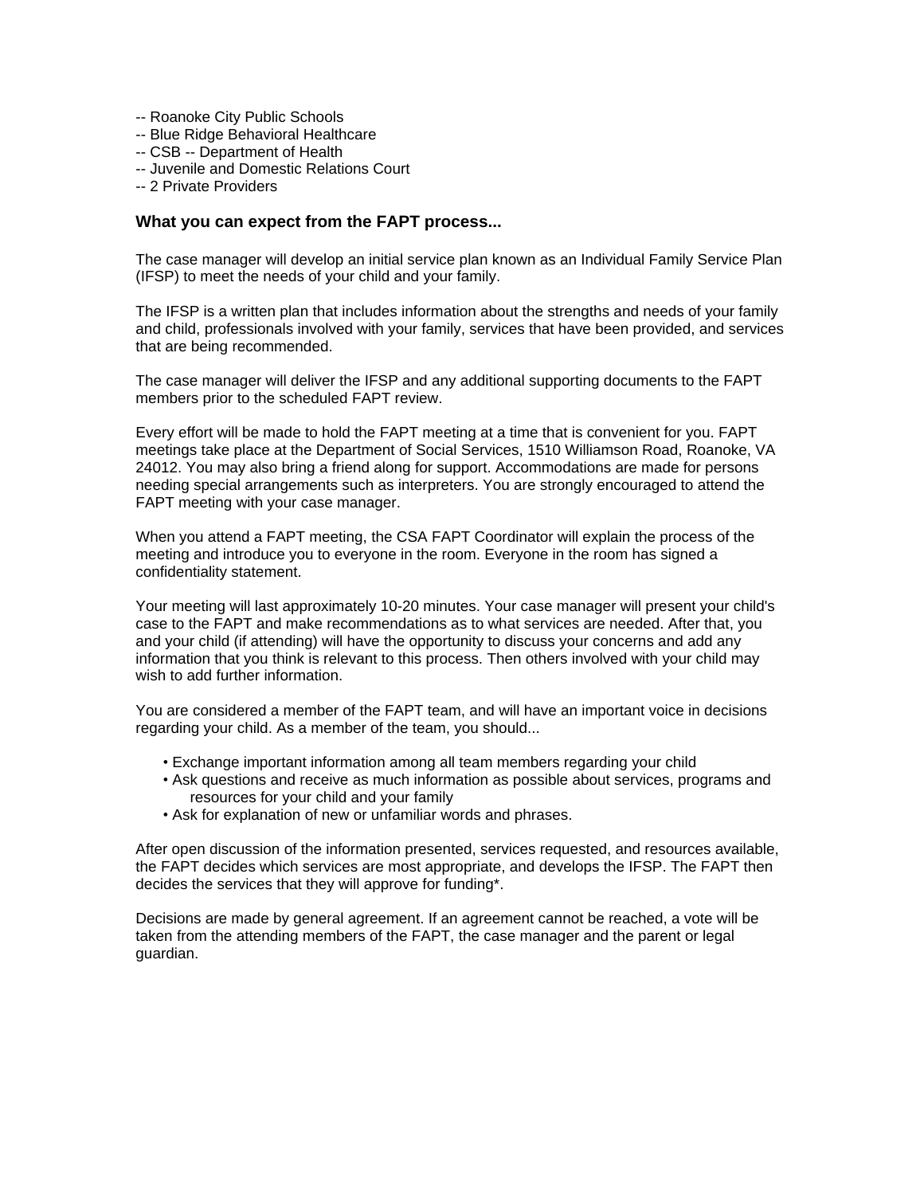-- Roanoke City Public Schools  
-- Blue Ridge Behavioral Healthcare  
-- CSB -- Department of Health  
-- Juvenile and Domestic Relations Court  
-- 2 Private Providers

### What you can expect from the FAPT process...

The case manager will develop an initial service plan known as an Individual Family Service Plan (IFSP) to meet the needs of your child and your family.

The IFSP is a written plan that includes information about the strengths and needs of your family and child, professionals involved with your family, services that have been provided, and services that are being recommended.

The case manager will deliver the IFSP and any additional supporting documents to the FAPT members prior to the scheduled FAPT review.

Every effort will be made to hold the FAPT meeting at a time that is convenient for you. FAPT meetings take place at the Department of Social Services, 1510 Williamson Road, Roanoke, VA 24012. You may also bring a friend along for support. Accommodations are made for persons needing special arrangements such as interpreters. You are strongly encouraged to attend the FAPT meeting with your case manager.

When you attend a FAPT meeting, the CSA FAPT Coordinator will explain the process of the meeting and introduce you to everyone in the room. Everyone in the room has signed a confidentiality statement.

Your meeting will last approximately 10-20 minutes. Your case manager will present your child's case to the FAPT and make recommendations as to what services are needed. After that, you and your child (if attending) will have the opportunity to discuss your concerns and add any information that you think is relevant to this process. Then others involved with your child may wish to add further information.

You are considered a member of the FAPT team, and will have an important voice in decisions regarding your child. As a member of the team, you should...

- Exchange important information among all team members regarding your child
- Ask questions and receive as much information as possible about services, programs and resources for your child and your family
- Ask for explanation of new or unfamiliar words and phrases.

After open discussion of the information presented, services requested, and resources available, the FAPT decides which services are most appropriate, and develops the IFSP. The FAPT then decides the services that they will approve for funding*.

Decisions are made by general agreement. If an agreement cannot be reached, a vote will be taken from the attending members of the FAPT, the case manager and the parent or legal guardian.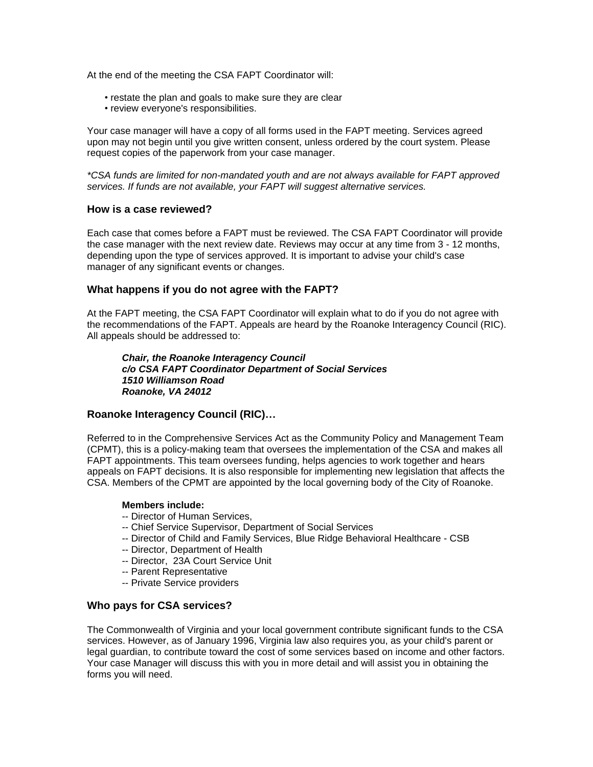At the end of the meeting the CSA FAPT Coordinator will:

- restate the plan and goals to make sure they are clear
- review everyone's responsibilities.

Your case manager will have a copy of all forms used in the FAPT meeting. Services agreed upon may not begin until you give written consent, unless ordered by the court system. Please request copies of the paperwork from your case manager.

**CSA funds are limited for non-mandated youth and are not always available for FAPT approved services. If funds are not available, your FAPT will suggest alternative services.*

### How is a case reviewed?

Each case that comes before a FAPT must be reviewed. The CSA FAPT Coordinator will provide the case manager with the next review date. Reviews may occur at any time from 3 - 12 months, depending upon the type of services approved. It is important to advise your child's case manager of any significant events or changes.

### What happens if you do not agree with the FAPT?

At the FAPT meeting, the CSA FAPT Coordinator will explain what to do if you do not agree with the recommendations of the FAPT. Appeals are heard by the Roanoke Interagency Council (RIC). All appeals should be addressed to:

> ***Chair, the Roanoke Interagency Council***
> ***c/o CSA FAPT Coordinator Department of Social Services***
> ***1510 Williamson Road***
> ***Roanoke, VA 24012***

### Roanoke Interagency Council (RIC)…

Referred to in the Comprehensive Services Act as the Community Policy and Management Team (CPMT), this is a policy-making team that oversees the implementation of the CSA and makes all FAPT appointments. This team oversees funding, helps agencies to work together and hears appeals on FAPT decisions. It is also responsible for implementing new legislation that affects the CSA. Members of the CPMT are appointed by the local governing body of the City of Roanoke.

**Members include:**

-- Director of Human Services,
-- Chief Service Supervisor, Department of Social Services
-- Director of Child and Family Services, Blue Ridge Behavioral Healthcare - CSB
-- Director, Department of Health
-- Director, 23A Court Service Unit
-- Parent Representative
-- Private Service providers

### Who pays for CSA services?

The Commonwealth of Virginia and your local government contribute significant funds to the CSA services. However, as of January 1996, Virginia law also requires you, as your child's parent or legal guardian, to contribute toward the cost of some services based on income and other factors. Your case Manager will discuss this with you in more detail and will assist you in obtaining the forms you will need.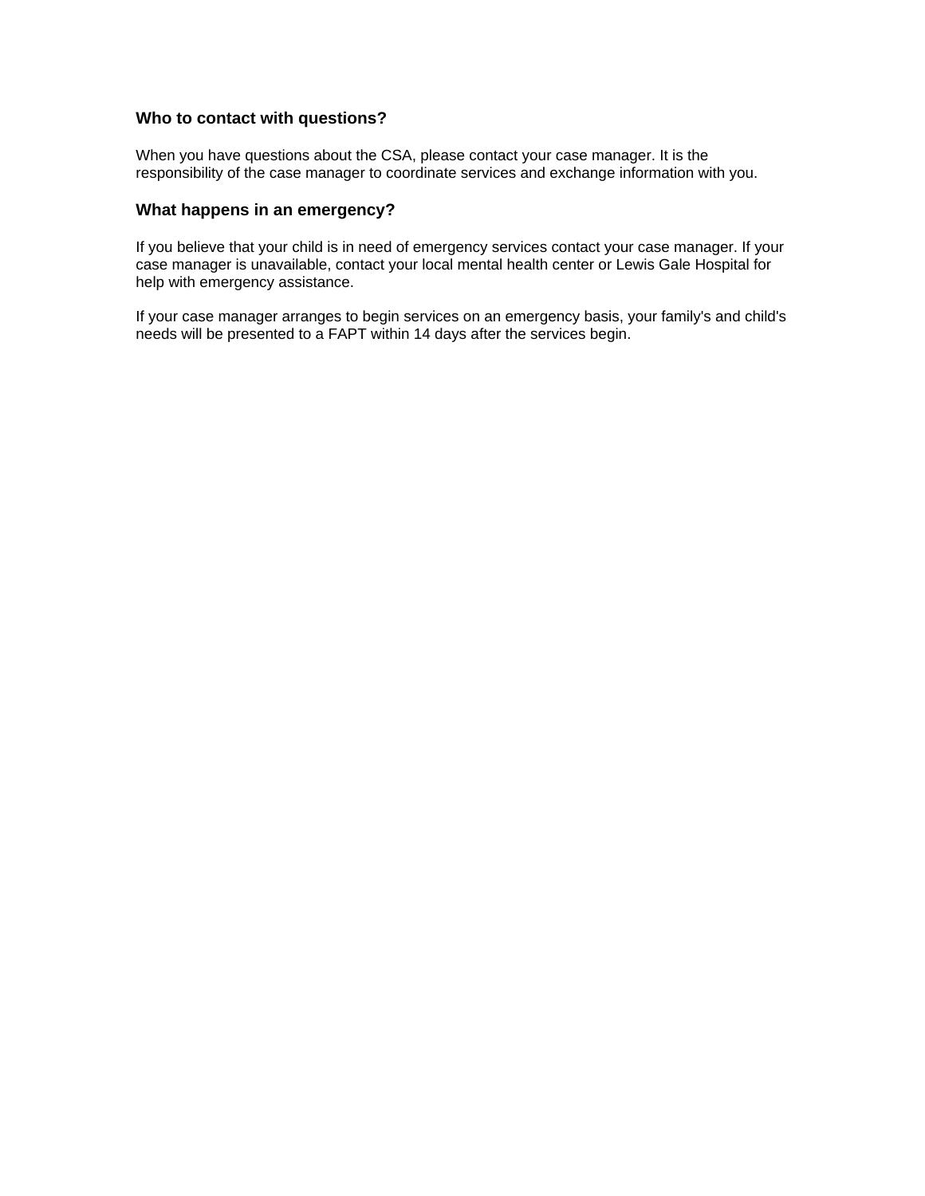### Who to contact with questions?

When you have questions about the CSA, please contact your case manager. It is the responsibility of the case manager to coordinate services and exchange information with you.

### What happens in an emergency?

If you believe that your child is in need of emergency services contact your case manager. If your case manager is unavailable, contact your local mental health center or Lewis Gale Hospital for help with emergency assistance.

If your case manager arranges to begin services on an emergency basis, your family's and child's needs will be presented to a FAPT within 14 days after the services begin.